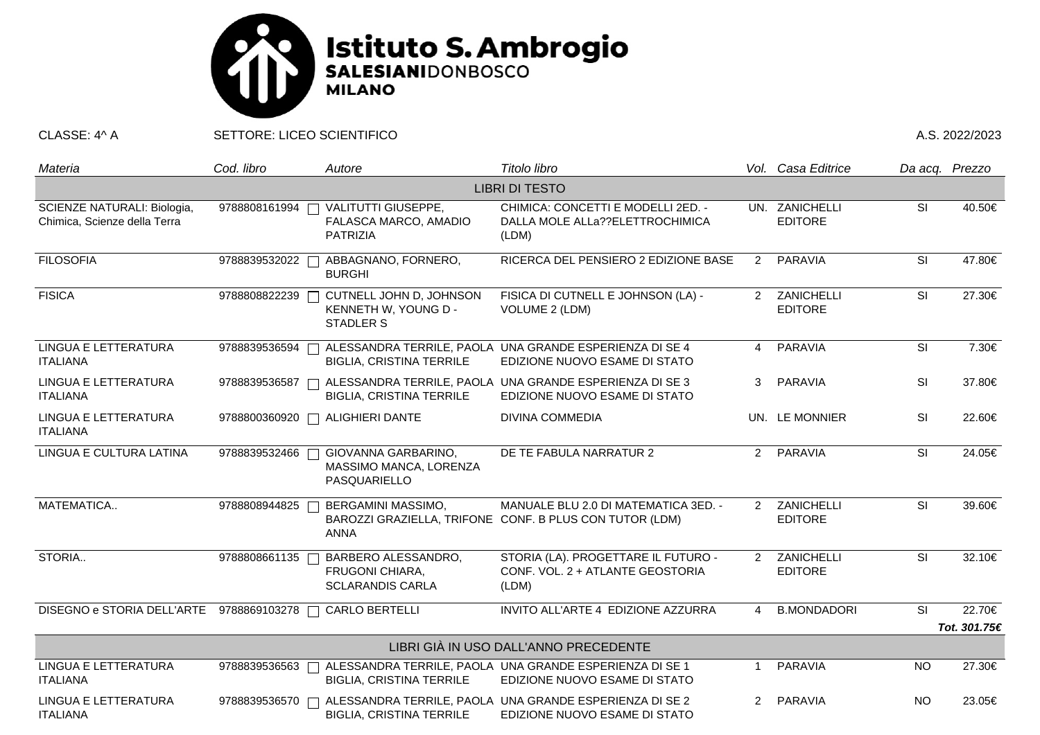# Istituto S. Ambrogio
**SALESIANI**DONBOSCO
**MILANO**

CLASSE: 4^ A SETTORE: LICEO SCIENTIFICO A.S. 2022/2023

| *Materia* | *Cod. libro* | *Autore* | *Titolo libro* | *Vol.* | *Casa Editrice* | *Da acq.* | *Prezzo* |
|---|---|---|---|---|---|---|---|
| | | | LIBRI DI TESTO | | | | |
| SCIENZE NATURALI: Biologia, Chimica, Scienze della Terra | 9788808161994 | VALITUTTI GIUSEPPE, FALASCA MARCO, AMADIO PATRIZIA | CHIMICA: CONCETTI E MODELLI 2ED. - DALLA MOLE ALLa??ELETTROCHIMICA (LDM) | UN. | ZANICHELLI EDITORE | SI | 40.50€ |
| FILOSOFIA | 9788839532022 | ABBAGNANO, FORNERO, BURGHI | RICERCA DEL PENSIERO 2 EDIZIONE BASE | 2 | PARAVIA | SI | 47.80€ |
| FISICA | 9788808822239 | CUTNELL JOHN D, JOHNSON KENNETH W, YOUNG D - STADLER S | FISICA DI CUTNELL E JOHNSON (LA) - VOLUME 2 (LDM) | 2 | ZANICHELLI EDITORE | SI | 27.30€ |
| LINGUA E LETTERATURA ITALIANA | 9788839536594 | ALESSANDRA TERRILE, PAOLA BIGLIA, CRISTINA TERRILE | UNA GRANDE ESPERIENZA DI SE 4 EDIZIONE NUOVO ESAME DI STATO | 4 | PARAVIA | SI | 7.30€ |
| LINGUA E LETTERATURA ITALIANA | 9788839536587 | ALESSANDRA TERRILE, PAOLA BIGLIA, CRISTINA TERRILE | UNA GRANDE ESPERIENZA DI SE 3 EDIZIONE NUOVO ESAME DI STATO | 3 | PARAVIA | SI | 37.80€ |
| LINGUA E LETTERATURA ITALIANA | 9788800360920 | ALIGHIERI DANTE | DIVINA COMMEDIA | UN. | LE MONNIER | SI | 22.60€ |
| LINGUA E CULTURA LATINA | 9788839532466 | GIOVANNA GARBARINO, MASSIMO MANCA, LORENZA PASQUARIELLO | DE TE FABULA NARRATUR 2 | 2 | PARAVIA | SI | 24.05€ |
| MATEMATICA.. | 9788808944825 | BERGAMINI MASSIMO, BAROZZI GRAZIELLA, TRIFONE ANNA | MANUALE BLU 2.0 DI MATEMATICA 3ED. - CONF. B PLUS CON TUTOR (LDM) | 2 | ZANICHELLI EDITORE | SI | 39.60€ |
| STORIA.. | 9788808661135 | BARBERO ALESSANDRO, FRUGONI CHIARA, SCLARANDIS CARLA | STORIA (LA). PROGETTARE IL FUTURO - CONF. VOL. 2 + ATLANTE GEOSTORIA (LDM) | 2 | ZANICHELLI EDITORE | SI | 32.10€ |
| DISEGNO e STORIA DELL'ARTE | 9788869103278 | CARLO BERTELLI | INVITO ALL'ARTE 4 EDIZIONE AZZURRA | 4 | B.MONDADORI | SI | 22.70€ |
| | | | | | | | ***Tot. 301.75€*** |
| | | | LIBRI GIÀ IN USO DALL'ANNO PRECEDENTE | | | | |
| LINGUA E LETTERATURA ITALIANA | 9788839536563 | ALESSANDRA TERRILE, PAOLA BIGLIA, CRISTINA TERRILE | UNA GRANDE ESPERIENZA DI SE 1 EDIZIONE NUOVO ESAME DI STATO | 1 | PARAVIA | NO | 27.30€ |
| LINGUA E LETTERATURA ITALIANA | 9788839536570 | ALESSANDRA TERRILE, PAOLA BIGLIA, CRISTINA TERRILE | UNA GRANDE ESPERIENZA DI SE 2 EDIZIONE NUOVO ESAME DI STATO | 2 | PARAVIA | NO | 23.05€ |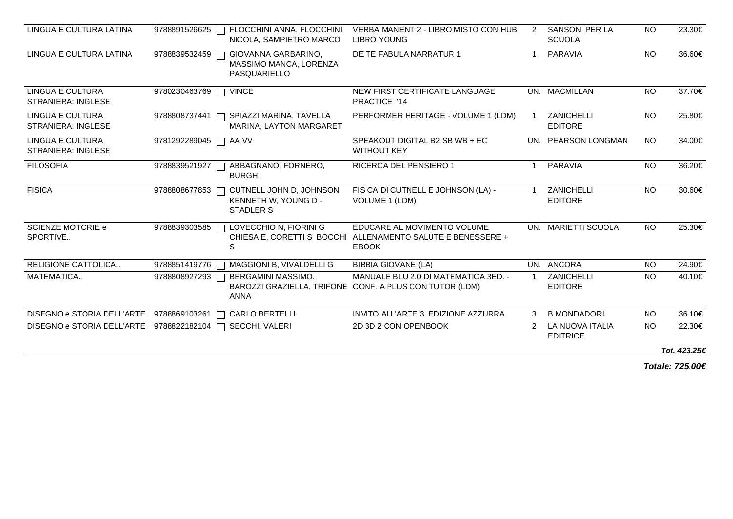| | | | | | | | | |
|---|---|---|---|---|---|---|---|---|
| LINGUA E CULTURA LATINA | 9788891526625 | ☐ | FLOCCHINI ANNA, FLOCCHINI NICOLA, SAMPIETRO MARCO | VERBA MANENT 2 - LIBRO MISTO CON HUB LIBRO YOUNG | 2 | SANSONI PER LA SCUOLA | NO | 23.30€ |
| LINGUA E CULTURA LATINA | 9788839532459 | ☐ | GIOVANNA GARBARINO, MASSIMO MANCA, LORENZA PASQUARIELLO | DE TE FABULA NARRATUR 1 | 1 | PARAVIA | NO | 36.60€ |
| LINGUA E CULTURA STRANIERA: INGLESE | 9780230463769 | ☐ | VINCE | NEW FIRST CERTIFICATE LANGUAGE PRACTICE '14 | UN. | MACMILLAN | NO | 37.70€ |
| LINGUA E CULTURA STRANIERA: INGLESE | 9788808737441 | ☐ | SPIAZZI MARINA, TAVELLA MARINA, LAYTON MARGARET | PERFORMER HERITAGE - VOLUME 1 (LDM) | 1 | ZANICHELLI EDITORE | NO | 25.80€ |
| LINGUA E CULTURA STRANIERA: INGLESE | 9781292289045 | ☐ | AA VV | SPEAKOUT DIGITAL B2 SB WB + EC WITHOUT KEY | UN. | PEARSON LONGMAN | NO | 34.00€ |
| FILOSOFIA | 9788839521927 | ☐ | ABBAGNANO, FORNERO, BURGHI | RICERCA DEL PENSIERO 1 | 1 | PARAVIA | NO | 36.20€ |
| FISICA | 9788808677853 | ☐ | CUTNELL JOHN D, JOHNSON KENNETH W, YOUNG D - STADLER S | FISICA DI CUTNELL E JOHNSON (LA) - VOLUME 1 (LDM) | 1 | ZANICHELLI EDITORE | NO | 30.60€ |
| SCIENZE MOTORIE e SPORTIVE.. | 9788839303585 | ☐ | LOVECCHIO N, FIORINI G CHIESA E, CORETTI S BOCCHI S | EDUCARE AL MOVIMENTO VOLUME ALLENAMENTO SALUTE E BENESSERE + EBOOK | UN. | MARIETTI SCUOLA | NO | 25.30€ |
| RELIGIONE CATTOLICA.. | 9788851419776 | ☐ | MAGGIONI B, VIVALDELLI G | BIBBIA GIOVANE (LA) | UN. | ANCORA | NO | 24.90€ |
| MATEMATICA.. | 9788808927293 | ☐ | BERGAMINI MASSIMO, BAROZZI GRAZIELLA, TRIFONE ANNA | MANUALE BLU 2.0 DI MATEMATICA 3ED. - CONF. A PLUS CON TUTOR (LDM) | 1 | ZANICHELLI EDITORE | NO | 40.10€ |
| DISEGNO e STORIA DELL'ARTE | 9788869103261 | ☐ | CARLO BERTELLI | INVITO ALL'ARTE 3 EDIZIONE AZZURRA | 3 | B.MONDADORI | NO | 36.10€ |
| DISEGNO e STORIA DELL'ARTE | 9788822182104 | ☐ | SECCHI, VALERI | 2D 3D 2 CON OPENBOOK | 2 | LA NUOVA ITALIA EDITRICE | NO | 22.30€ |
| | | | | | | | | ***Tot. 423.25€*** |

***Totale: 725.00€***